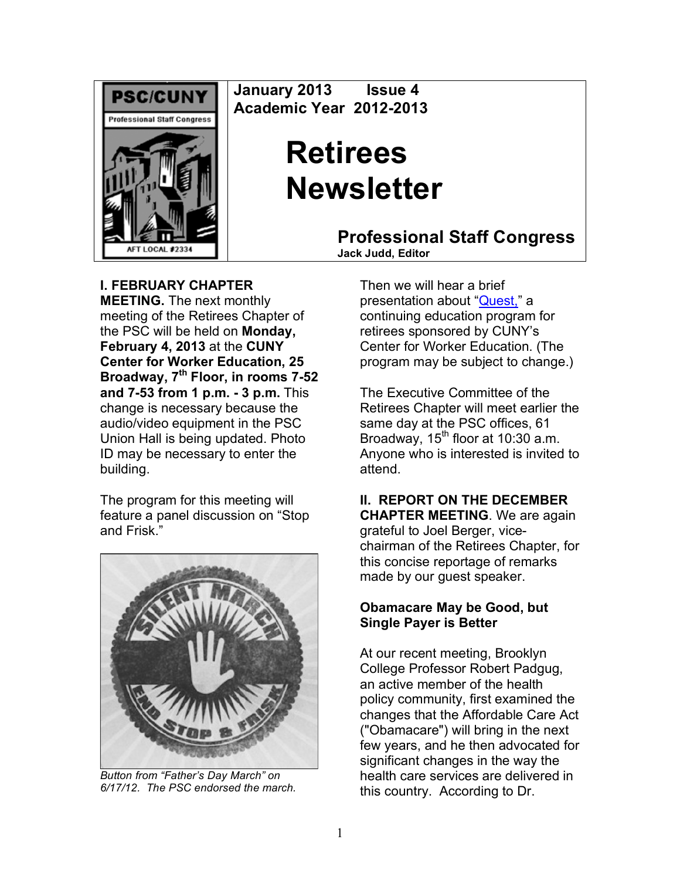PSC/CUNY
Professional Staff Congress
AFT LOCAL #2334

**January 2013 Issue 4**
**Academic Year 2012-2013**

# Retirees Newsletter

## Professional Staff Congress

**Jack Judd, Editor**

**I. FEBRUARY CHAPTER MEETING.** The next monthly meeting of the Retirees Chapter of the PSC will be held on **Monday, February 4, 2013** at the **CUNY Center for Worker Education, 25 Broadway, 7th Floor, in rooms 7-52 and 7-53 from 1 p.m. - 3 p.m.** This change is necessary because the audio/video equipment in the PSC Union Hall is being updated. Photo ID may be necessary to enter the building.

The program for this meeting will feature a panel discussion on "Stop and Frisk."

*Button from "Father's Day March" on 6/17/12. The PSC endorsed the march.*

Then we will hear a brief presentation about "Quest," a continuing education program for retirees sponsored by CUNY's Center for Worker Education. (The program may be subject to change.)

The Executive Committee of the Retirees Chapter will meet earlier the same day at the PSC offices, 61 Broadway, 15th floor at 10:30 a.m. Anyone who is interested is invited to attend.

**II. REPORT ON THE DECEMBER CHAPTER MEETING**. We are again grateful to Joel Berger, vice-chairman of the Retirees Chapter, for this concise reportage of remarks made by our guest speaker.

**Obamacare May be Good, but Single Payer is Better**

At our recent meeting, Brooklyn College Professor Robert Padgug, an active member of the health policy community, first examined the changes that the Affordable Care Act ("Obamacare") will bring in the next few years, and he then advocated for significant changes in the way the health care services are delivered in this country. According to Dr.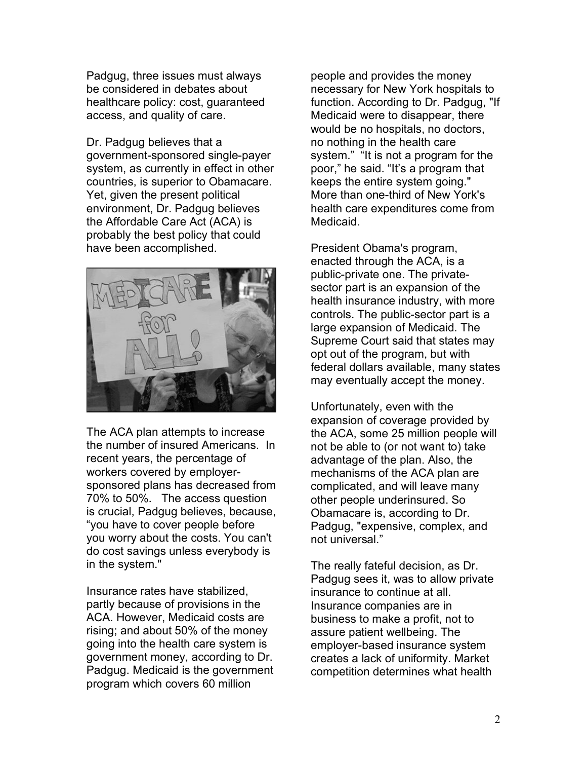Padgug, three issues must always be considered in debates about healthcare policy: cost, guaranteed access, and quality of care.

Dr. Padgug believes that a government-sponsored single-payer system, as currently in effect in other countries, is superior to Obamacare. Yet, given the present political environment, Dr. Padgug believes the Affordable Care Act (ACA) is probably the best policy that could have been accomplished.

The ACA plan attempts to increase the number of insured Americans. In recent years, the percentage of workers covered by employer-sponsored plans has decreased from 70% to 50%. The access question is crucial, Padgug believes, because, "you have to cover people before you worry about the costs. You can't do cost savings unless everybody is in the system."

Insurance rates have stabilized, partly because of provisions in the ACA. However, Medicaid costs are rising; and about 50% of the money going into the health care system is government money, according to Dr. Padgug. Medicaid is the government program which covers 60 million people and provides the money necessary for New York hospitals to function. According to Dr. Padgug, "If Medicaid were to disappear, there would be no hospitals, no doctors, no nothing in the health care system." "It is not a program for the poor," he said. "It's a program that keeps the entire system going." More than one-third of New York's health care expenditures come from Medicaid.

President Obama's program, enacted through the ACA, is a public-private one. The private-sector part is an expansion of the health insurance industry, with more controls. The public-sector part is a large expansion of Medicaid. The Supreme Court said that states may opt out of the program, but with federal dollars available, many states may eventually accept the money.

Unfortunately, even with the expansion of coverage provided by the ACA, some 25 million people will not be able to (or not want to) take advantage of the plan. Also, the mechanisms of the ACA plan are complicated, and will leave many other people underinsured. So Obamacare is, according to Dr. Padgug, "expensive, complex, and not universal."

The really fateful decision, as Dr. Padgug sees it, was to allow private insurance to continue at all. Insurance companies are in business to make a profit, not to assure patient wellbeing. The employer-based insurance system creates a lack of uniformity. Market competition determines what health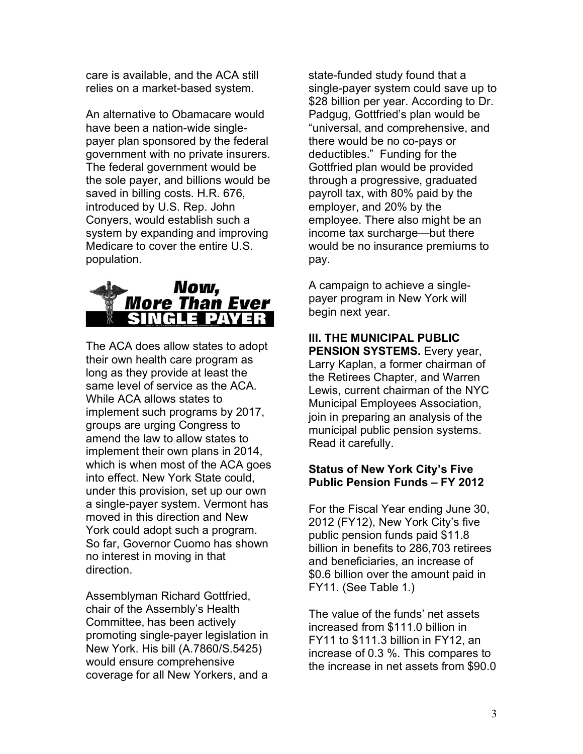care is available, and the ACA still relies on a market-based system.

An alternative to Obamacare would have been a nation-wide single-payer plan sponsored by the federal government with no private insurers. The federal government would be the sole payer, and billions would be saved in billing costs. H.R. 676, introduced by U.S. Rep. John Conyers, would establish such a system by expanding and improving Medicare to cover the entire U.S. population.

**Now, More Than Ever SINGLE PAYER**

The ACA does allow states to adopt their own health care program as long as they provide at least the same level of service as the ACA. While ACA allows states to implement such programs by 2017, groups are urging Congress to amend the law to allow states to implement their own plans in 2014, which is when most of the ACA goes into effect. New York State could, under this provision, set up our own a single-payer system. Vermont has moved in this direction and New York could adopt such a program. So far, Governor Cuomo has shown no interest in moving in that direction.

Assemblyman Richard Gottfried, chair of the Assembly's Health Committee, has been actively promoting single-payer legislation in New York. His bill (A.7860/S.5425) would ensure comprehensive coverage for all New Yorkers, and a state-funded study found that a single-payer system could save up to $28 billion per year. According to Dr. Padgug, Gottfried's plan would be "universal, and comprehensive, and there would be no co-pays or deductibles." Funding for the Gottfried plan would be provided through a progressive, graduated payroll tax, with 80% paid by the employer, and 20% by the employee. There also might be an income tax surcharge—but there would be no insurance premiums to pay.

A campaign to achieve a single-payer program in New York will begin next year.

**III. THE MUNICIPAL PUBLIC PENSION SYSTEMS.** Every year, Larry Kaplan, a former chairman of the Retirees Chapter, and Warren Lewis, current chairman of the NYC Municipal Employees Association, join in preparing an analysis of the municipal public pension systems. Read it carefully.

**Status of New York City's Five Public Pension Funds – FY 2012**

For the Fiscal Year ending June 30, 2012 (FY12), New York City's five public pension funds paid $11.8 billion in benefits to 286,703 retirees and beneficiaries, an increase of $0.6 billion over the amount paid in FY11. (See Table 1.)

The value of the funds' net assets increased from $111.0 billion in FY11 to $111.3 billion in FY12, an increase of 0.3 %. This compares to the increase in net assets from $90.0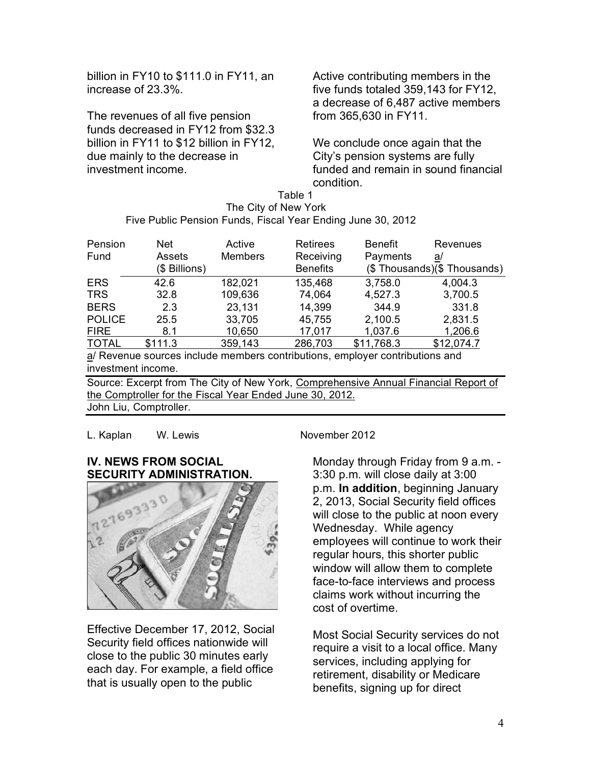billion in FY10 to $111.0 in FY11, an increase of 23.3%.

The revenues of all five pension funds decreased in FY12 from $32.3 billion in FY11 to $12 billion in FY12, due mainly to the decrease in investment income.

Active contributing members in the five funds totaled 359,143 for FY12, a decrease of 6,487 active members from 365,630 in FY11.

We conclude once again that the City's pension systems are fully funded and remain in sound financial condition.

Table 1
The City of New York
Five Public Pension Funds, Fiscal Year Ending June 30, 2012

| Pension Fund | Net Assets ($ Billions) | Active Members | Retirees Receiving Benefits | Benefit Payments ($ Thousands) | Revenues a/ ($ Thousands) |
|---|---|---|---|---|---|
| ERS | 42.6 | 182,021 | 135,468 | 3,758.0 | 4,004.3 |
| TRS | 32.8 | 109,636 | 74,064 | 4,527.3 | 3,700.5 |
| BERS | 2.3 | 23,131 | 14,399 | 344.9 | 331.8 |
| POLICE | 25.5 | 33,705 | 45,755 | 2,100.5 | 2,831.5 |
| FIRE | 8.1 | 10,650 | 17,017 | 1,037.6 | 1,206.6 |
| TOTAL | $111.3 | 359,143 | 286,703 | $11,768.3 | $12,074.7 |

a/ Revenue sources include members contributions, employer contributions and investment income.

Source: Excerpt from The City of New York, Comprehensive Annual Financial Report of the Comptroller for the Fiscal Year Ended June 30, 2012.
John Liu, Comptroller.

L. Kaplan W. Lewis November 2012

## IV. NEWS FROM SOCIAL SECURITY ADMINISTRATION.

Effective December 17, 2012, Social Security field offices nationwide will close to the public 30 minutes early each day. For example, a field office that is usually open to the public Monday through Friday from 9 a.m. - 3:30 p.m. will close daily at 3:00 p.m. **In addition**, beginning January 2, 2013, Social Security field offices will close to the public at noon every Wednesday. While agency employees will continue to work their regular hours, this shorter public window will allow them to complete face-to-face interviews and process claims work without incurring the cost of overtime.

Most Social Security services do not require a visit to a local office. Many services, including applying for retirement, disability or Medicare benefits, signing up for direct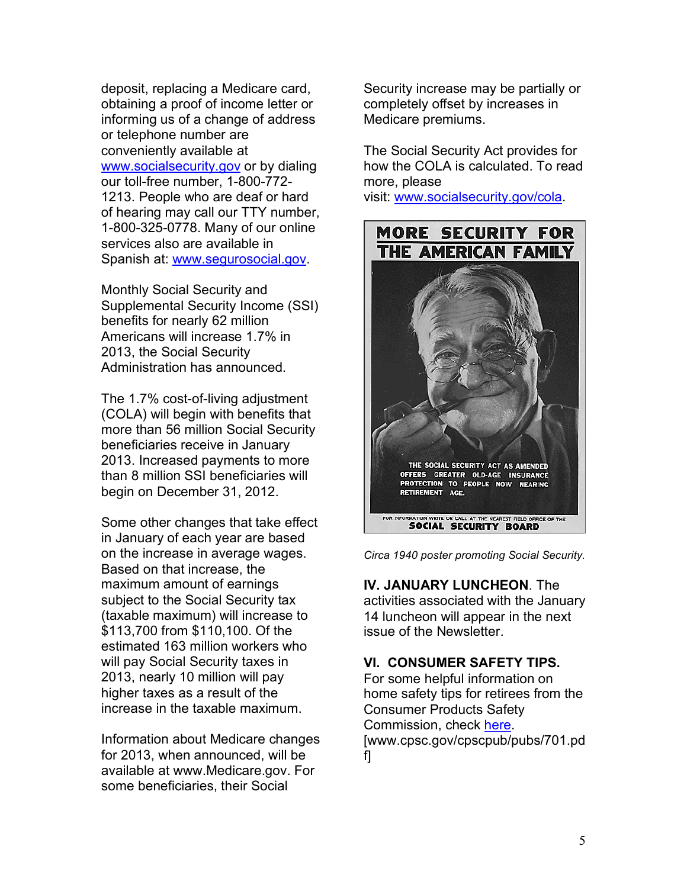deposit, replacing a Medicare card, obtaining a proof of income letter or informing us of a change of address or telephone number are conveniently available at www.socialsecurity.gov or by dialing our toll-free number, 1-800-772-1213. People who are deaf or hard of hearing may call our TTY number, 1-800-325-0778. Many of our online services also are available in Spanish at: www.segurosocial.gov.

Monthly Social Security and Supplemental Security Income (SSI) benefits for nearly 62 million Americans will increase 1.7% in 2013, the Social Security Administration has announced.

The 1.7% cost-of-living adjustment (COLA) will begin with benefits that more than 56 million Social Security beneficiaries receive in January 2013. Increased payments to more than 8 million SSI beneficiaries will begin on December 31, 2012.

Some other changes that take effect in January of each year are based on the increase in average wages. Based on that increase, the maximum amount of earnings subject to the Social Security tax (taxable maximum) will increase to $113,700 from $110,100. Of the estimated 163 million workers who will pay Social Security taxes in 2013, nearly 10 million will pay higher taxes as a result of the increase in the taxable maximum.

Information about Medicare changes for 2013, when announced, will be available at www.Medicare.gov. For some beneficiaries, their Social Security increase may be partially or completely offset by increases in Medicare premiums.

The Social Security Act provides for how the COLA is calculated. To read more, please visit: www.socialsecurity.gov/cola.

MORE SECURITY FOR THE AMERICAN FAMILY

THE SOCIAL SECURITY ACT AS AMENDED OFFERS GREATER OLD-AGE INSURANCE PROTECTION TO PEOPLE NOW NEARING RETIREMENT AGE.

FOR INFORMATION WRITE OR CALL AT THE NEAREST FIELD OFFICE OF THE SOCIAL SECURITY BOARD

*Circa 1940 poster promoting Social Security.*

**IV. JANUARY LUNCHEON**. The activities associated with the January 14 luncheon will appear in the next issue of the Newsletter.

**VI. CONSUMER SAFETY TIPS.**
For some helpful information on home safety tips for retirees from the Consumer Products Safety Commission, check here. [www.cpsc.gov/cpscpub/pubs/701.pdf]